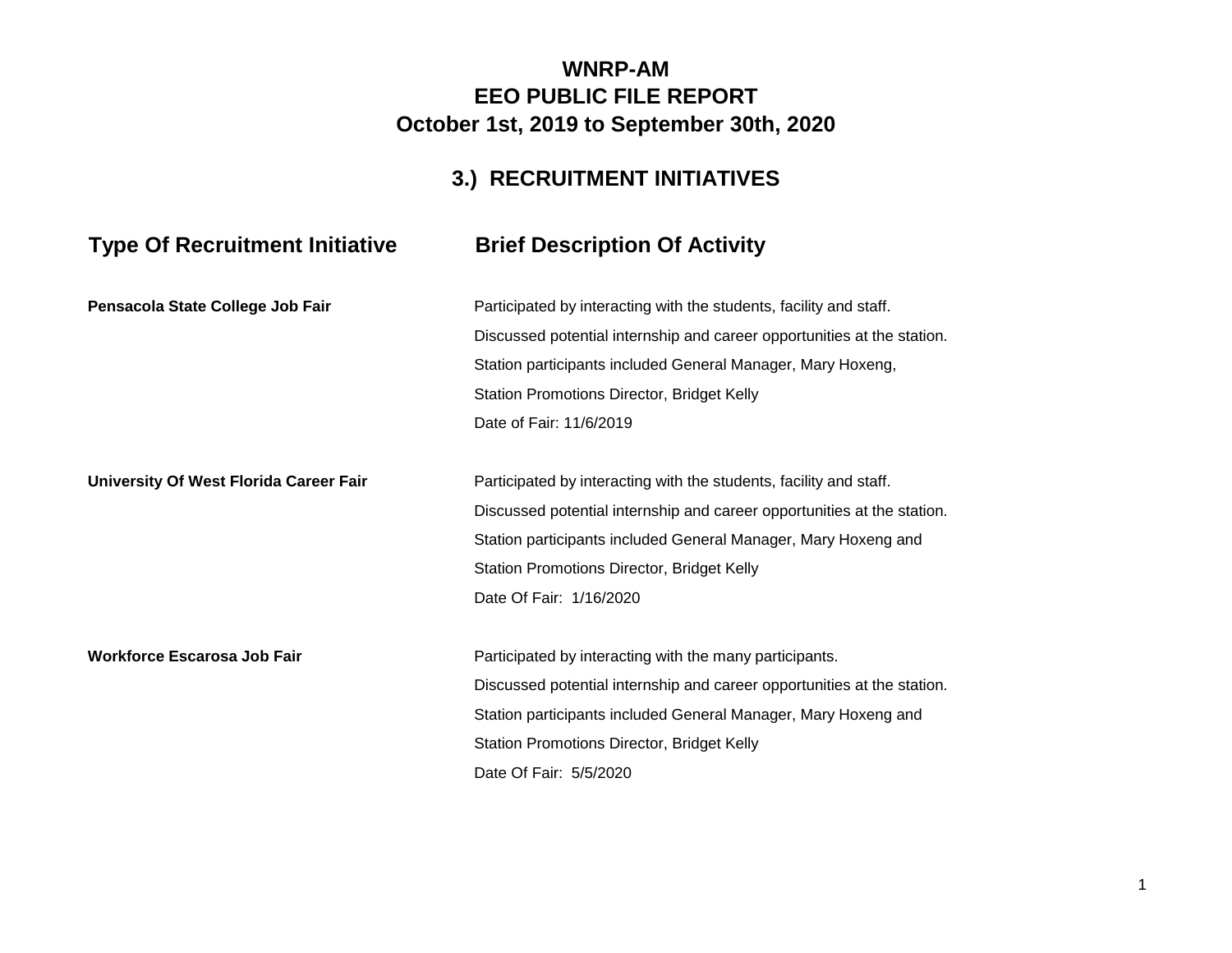# WNRP-AM
# EEO PUBLIC FILE REPORT
# October 1st, 2019 to September 30th, 2020

## 3.) RECRUITMENT INITIATIVES

| Type Of Recruitment Initiative | Brief Description Of Activity |
|---|---|
| **Pensacola State College Job Fair** | Participated by interacting with the students, facility and staff.<br>Discussed potential internship and career opportunities at the station.<br>Station participants included General Manager, Mary Hoxeng,<br>Station Promotions Director, Bridget Kelly<br>Date of Fair: 11/6/2019 |
| **University Of West Florida Career Fair** | Participated by interacting with the students, facility and staff.<br>Discussed potential internship and career opportunities at the station.<br>Station participants included General Manager, Mary Hoxeng and<br>Station Promotions Director, Bridget Kelly<br>Date Of Fair: 1/16/2020 |
| **Workforce Escarosa Job Fair** | Participated by interacting with the many participants.<br>Discussed potential internship and career opportunities at the station.<br>Station participants included General Manager, Mary Hoxeng and<br>Station Promotions Director, Bridget Kelly<br>Date Of Fair: 5/5/2020 |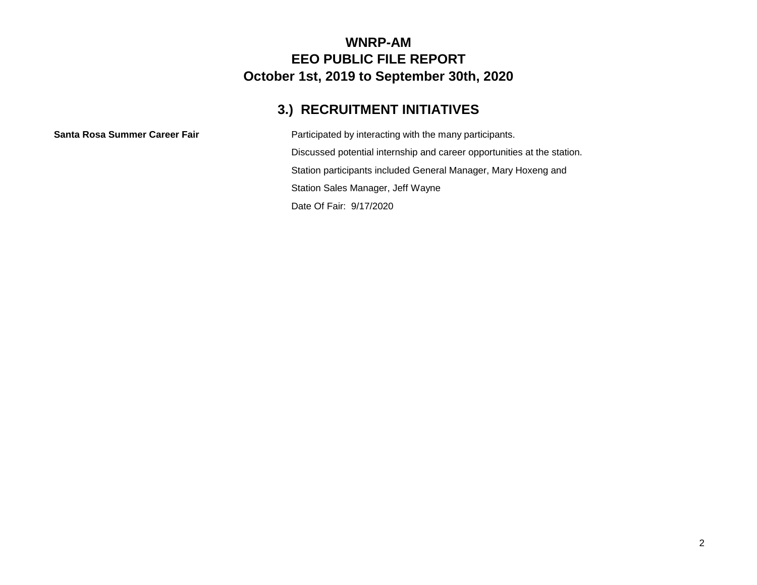# WNRP-AM
# EEO PUBLIC FILE REPORT
# October 1st, 2019 to September 30th, 2020

## 3.) RECRUITMENT INITIATIVES

| | |
|---|---|
| **Santa Rosa Summer Career Fair** | Participated by interacting with the many participants.<br>Discussed potential internship and career opportunities at the station.<br>Station participants included General Manager, Mary Hoxeng and<br>Station Sales Manager, Jeff Wayne<br>Date Of Fair: 9/17/2020 |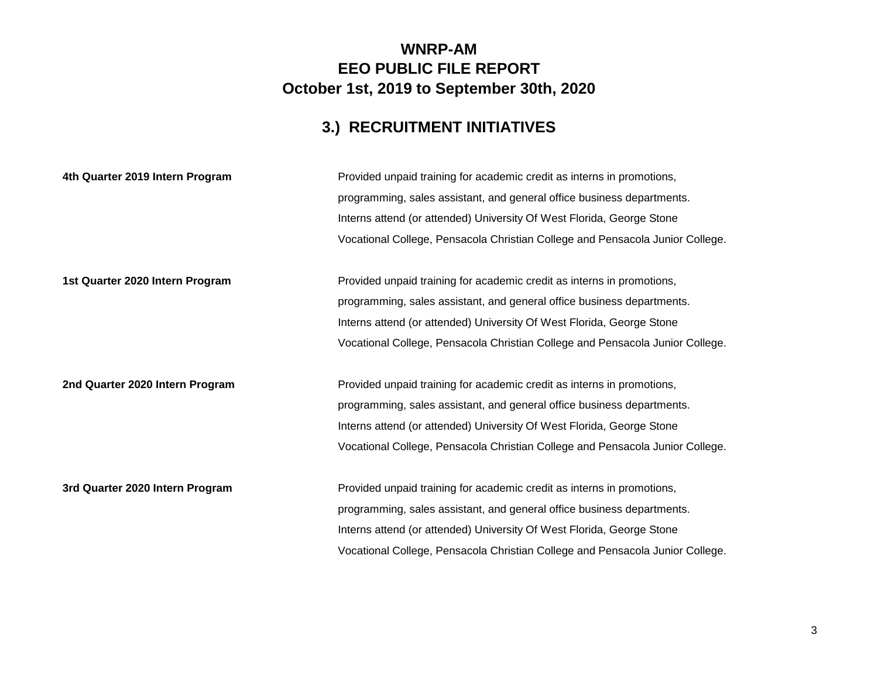# WNRP-AM
# EEO PUBLIC FILE REPORT
# October 1st, 2019 to September 30th, 2020

## 3.) RECRUITMENT INITIATIVES

| | |
|---|---|
| **4th Quarter 2019 Intern Program** | Provided unpaid training for academic credit as interns in promotions, programming, sales assistant, and general office business departments. Interns attend (or attended) University Of West Florida, George Stone Vocational College, Pensacola Christian College and Pensacola Junior College. |
| **1st Quarter 2020 Intern Program** | Provided unpaid training for academic credit as interns in promotions, programming, sales assistant, and general office business departments. Interns attend (or attended) University Of West Florida, George Stone Vocational College, Pensacola Christian College and Pensacola Junior College. |
| **2nd Quarter 2020 Intern Program** | Provided unpaid training for academic credit as interns in promotions, programming, sales assistant, and general office business departments. Interns attend (or attended) University Of West Florida, George Stone Vocational College, Pensacola Christian College and Pensacola Junior College. |
| **3rd Quarter 2020 Intern Program** | Provided unpaid training for academic credit as interns in promotions, programming, sales assistant, and general office business departments. Interns attend (or attended) University Of West Florida, George Stone Vocational College, Pensacola Christian College and Pensacola Junior College. |